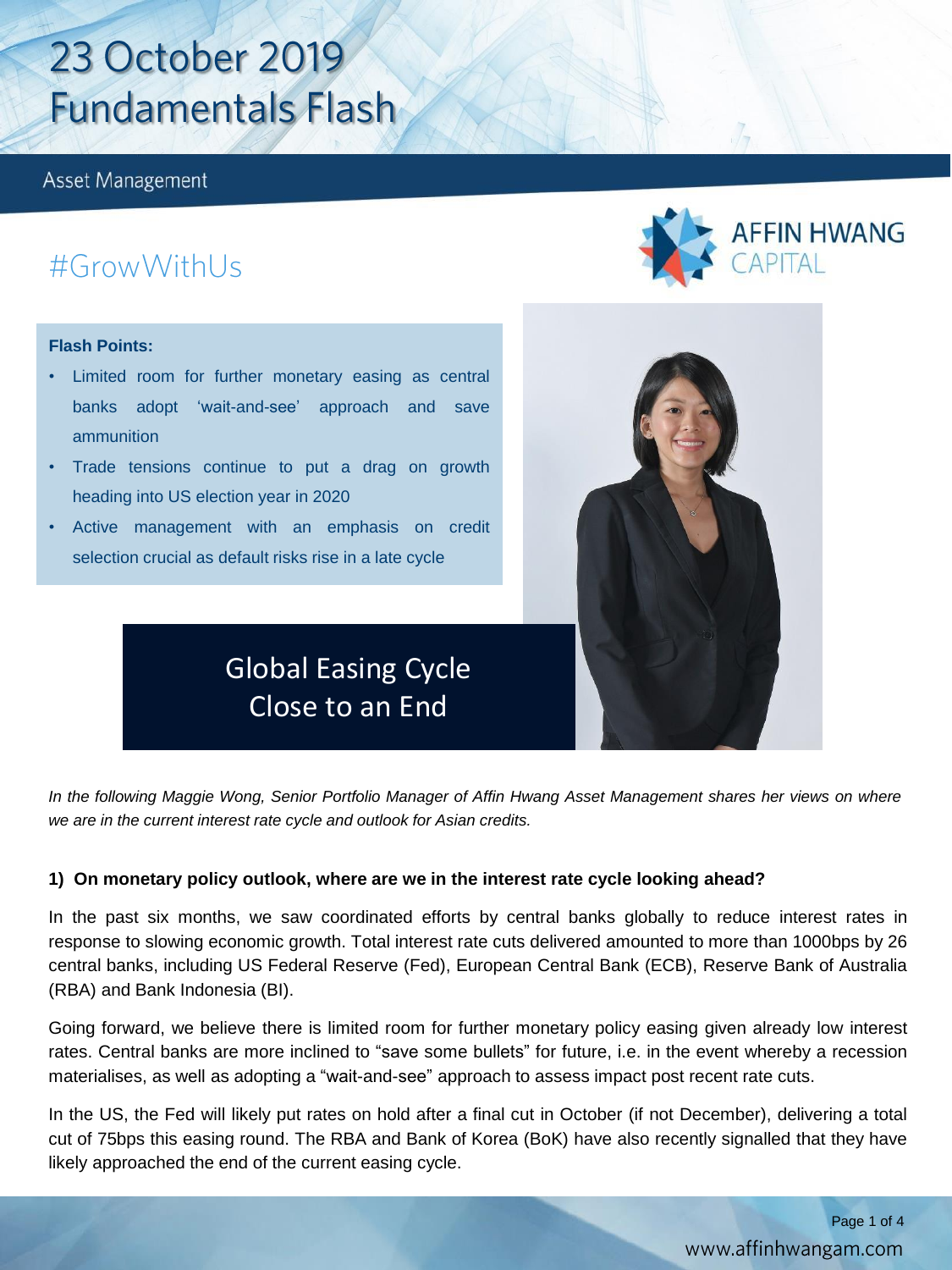# 23 October 2019
# Fundamentals Flash

Asset Management

## #GrowWithUs

AFFIN HWANG CAPITAL

**Flash Points:**

- Limited room for further monetary easing as central banks adopt 'wait-and-see' approach and save ammunition
- Trade tensions continue to put a drag on growth heading into US election year in 2020
- Active management with an emphasis on credit selection crucial as default risks rise in a late cycle

## Global Easing Cycle Close to an End

*In the following Maggie Wong, Senior Portfolio Manager of Affin Hwang Asset Management shares her views on where we are in the current interest rate cycle and outlook for Asian credits.*

**1) On monetary policy outlook, where are we in the interest rate cycle looking ahead?**

In the past six months, we saw coordinated efforts by central banks globally to reduce interest rates in response to slowing economic growth. Total interest rate cuts delivered amounted to more than 1000bps by 26 central banks, including US Federal Reserve (Fed), European Central Bank (ECB), Reserve Bank of Australia (RBA) and Bank Indonesia (BI).

Going forward, we believe there is limited room for further monetary policy easing given already low interest rates. Central banks are more inclined to "save some bullets" for future, i.e. in the event whereby a recession materialises, as well as adopting a "wait-and-see" approach to assess impact post recent rate cuts.

In the US, the Fed will likely put rates on hold after a final cut in October (if not December), delivering a total cut of 75bps this easing round. The RBA and Bank of Korea (BoK) have also recently signalled that they have likely approached the end of the current easing cycle.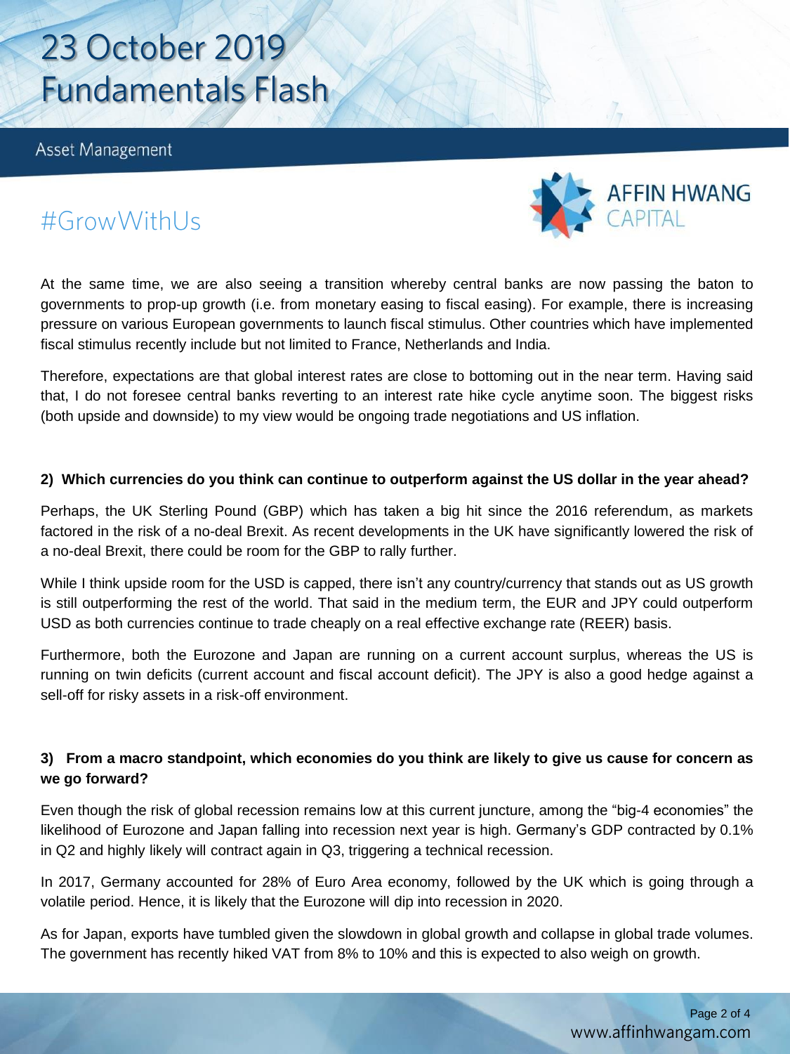At the same time, we are also seeing a transition whereby central banks are now passing the baton to governments to prop-up growth (i.e. from monetary easing to fiscal easing). For example, there is increasing pressure on various European governments to launch fiscal stimulus. Other countries which have implemented fiscal stimulus recently include but not limited to France, Netherlands and India.

Therefore, expectations are that global interest rates are close to bottoming out in the near term. Having said that, I do not foresee central banks reverting to an interest rate hike cycle anytime soon. The biggest risks (both upside and downside) to my view would be ongoing trade negotiations and US inflation.

**2) Which currencies do you think can continue to outperform against the US dollar in the year ahead?**

Perhaps, the UK Sterling Pound (GBP) which has taken a big hit since the 2016 referendum, as markets factored in the risk of a no-deal Brexit. As recent developments in the UK have significantly lowered the risk of a no-deal Brexit, there could be room for the GBP to rally further.

While I think upside room for the USD is capped, there isn't any country/currency that stands out as US growth is still outperforming the rest of the world. That said in the medium term, the EUR and JPY could outperform USD as both currencies continue to trade cheaply on a real effective exchange rate (REER) basis.

Furthermore, both the Eurozone and Japan are running on a current account surplus, whereas the US is running on twin deficits (current account and fiscal account deficit). The JPY is also a good hedge against a sell-off for risky assets in a risk-off environment.

**3) From a macro standpoint, which economies do you think are likely to give us cause for concern as we go forward?**

Even though the risk of global recession remains low at this current juncture, among the "big-4 economies" the likelihood of Eurozone and Japan falling into recession next year is high. Germany's GDP contracted by 0.1% in Q2 and highly likely will contract again in Q3, triggering a technical recession.

In 2017, Germany accounted for 28% of Euro Area economy, followed by the UK which is going through a volatile period. Hence, it is likely that the Eurozone will dip into recession in 2020.

As for Japan, exports have tumbled given the slowdown in global growth and collapse in global trade volumes. The government has recently hiked VAT from 8% to 10% and this is expected to also weigh on growth.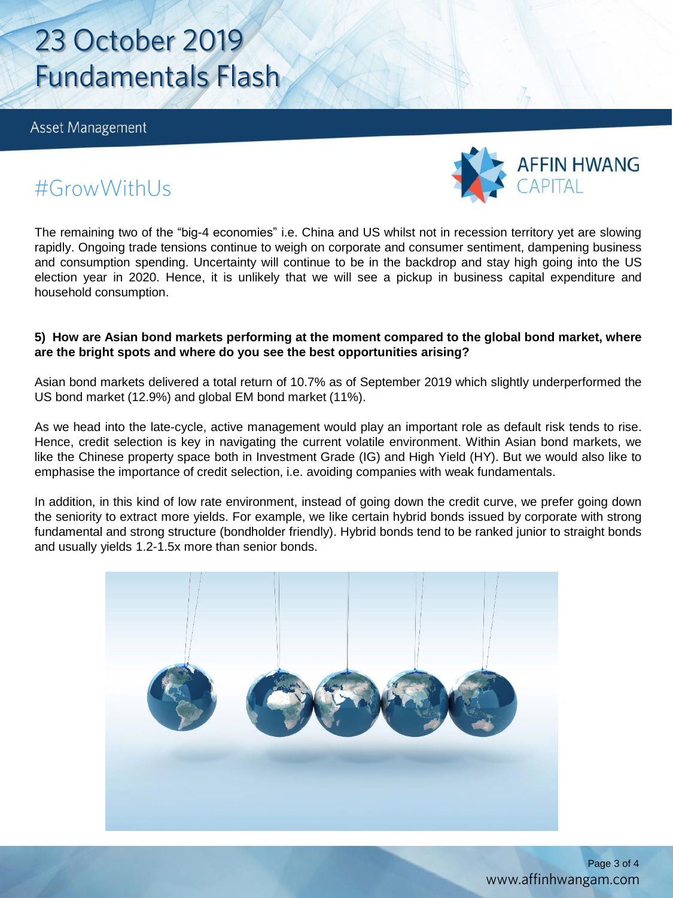The remaining two of the "big-4 economies" i.e. China and US whilst not in recession territory yet are slowing rapidly. Ongoing trade tensions continue to weigh on corporate and consumer sentiment, dampening business and consumption spending. Uncertainty will continue to be in the backdrop and stay high going into the US election year in 2020. Hence, it is unlikely that we will see a pickup in business capital expenditure and household consumption.

**5) How are Asian bond markets performing at the moment compared to the global bond market, where are the bright spots and where do you see the best opportunities arising?**

Asian bond markets delivered a total return of 10.7% as of September 2019 which slightly underperformed the US bond market (12.9%) and global EM bond market (11%).

As we head into the late-cycle, active management would play an important role as default risk tends to rise. Hence, credit selection is key in navigating the current volatile environment. Within Asian bond markets, we like the Chinese property space both in Investment Grade (IG) and High Yield (HY). But we would also like to emphasise the importance of credit selection, i.e. avoiding companies with weak fundamentals.

In addition, in this kind of low rate environment, instead of going down the credit curve, we prefer going down the seniority to extract more yields. For example, we like certain hybrid bonds issued by corporate with strong fundamental and strong structure (bondholder friendly). Hybrid bonds tend to be ranked junior to straight bonds and usually yields 1.2-1.5x more than senior bonds.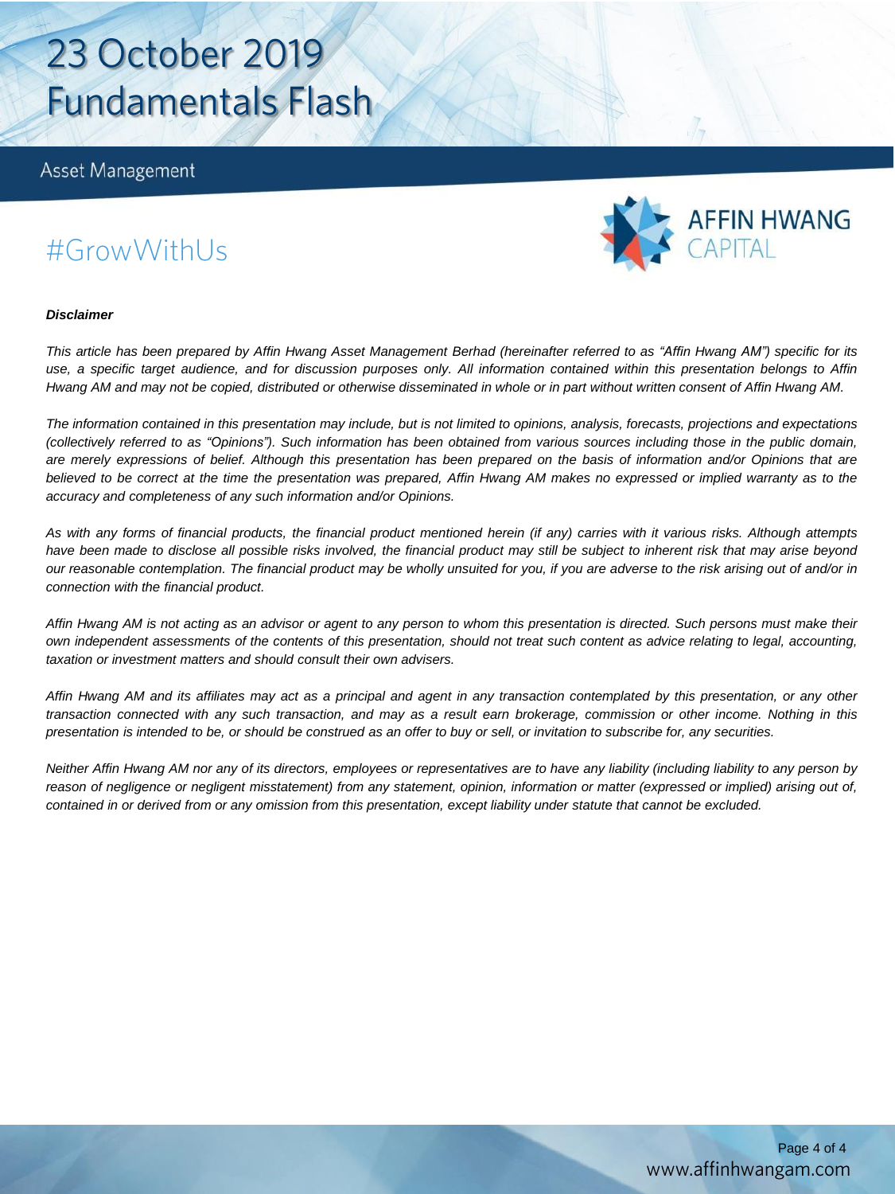# 23 October 2019 Fundamentals Flash

Asset Management

#GrowWithUs

AFFIN HWANG CAPITAL

***Disclaimer***

*This article has been prepared by Affin Hwang Asset Management Berhad (hereinafter referred to as "Affin Hwang AM") specific for its use, a specific target audience, and for discussion purposes only. All information contained within this presentation belongs to Affin Hwang AM and may not be copied, distributed or otherwise disseminated in whole or in part without written consent of Affin Hwang AM.*

*The information contained in this presentation may include, but is not limited to opinions, analysis, forecasts, projections and expectations (collectively referred to as "Opinions"). Such information has been obtained from various sources including those in the public domain, are merely expressions of belief. Although this presentation has been prepared on the basis of information and/or Opinions that are believed to be correct at the time the presentation was prepared, Affin Hwang AM makes no expressed or implied warranty as to the accuracy and completeness of any such information and/or Opinions.*

*As with any forms of financial products, the financial product mentioned herein (if any) carries with it various risks. Although attempts have been made to disclose all possible risks involved, the financial product may still be subject to inherent risk that may arise beyond our reasonable contemplation. The financial product may be wholly unsuited for you, if you are adverse to the risk arising out of and/or in connection with the financial product.*

*Affin Hwang AM is not acting as an advisor or agent to any person to whom this presentation is directed. Such persons must make their own independent assessments of the contents of this presentation, should not treat such content as advice relating to legal, accounting, taxation or investment matters and should consult their own advisers.*

*Affin Hwang AM and its affiliates may act as a principal and agent in any transaction contemplated by this presentation, or any other transaction connected with any such transaction, and may as a result earn brokerage, commission or other income. Nothing in this presentation is intended to be, or should be construed as an offer to buy or sell, or invitation to subscribe for, any securities.*

*Neither Affin Hwang AM nor any of its directors, employees or representatives are to have any liability (including liability to any person by reason of negligence or negligent misstatement) from any statement, opinion, information or matter (expressed or implied) arising out of, contained in or derived from or any omission from this presentation, except liability under statute that cannot be excluded.*

www.affinhwangam.com